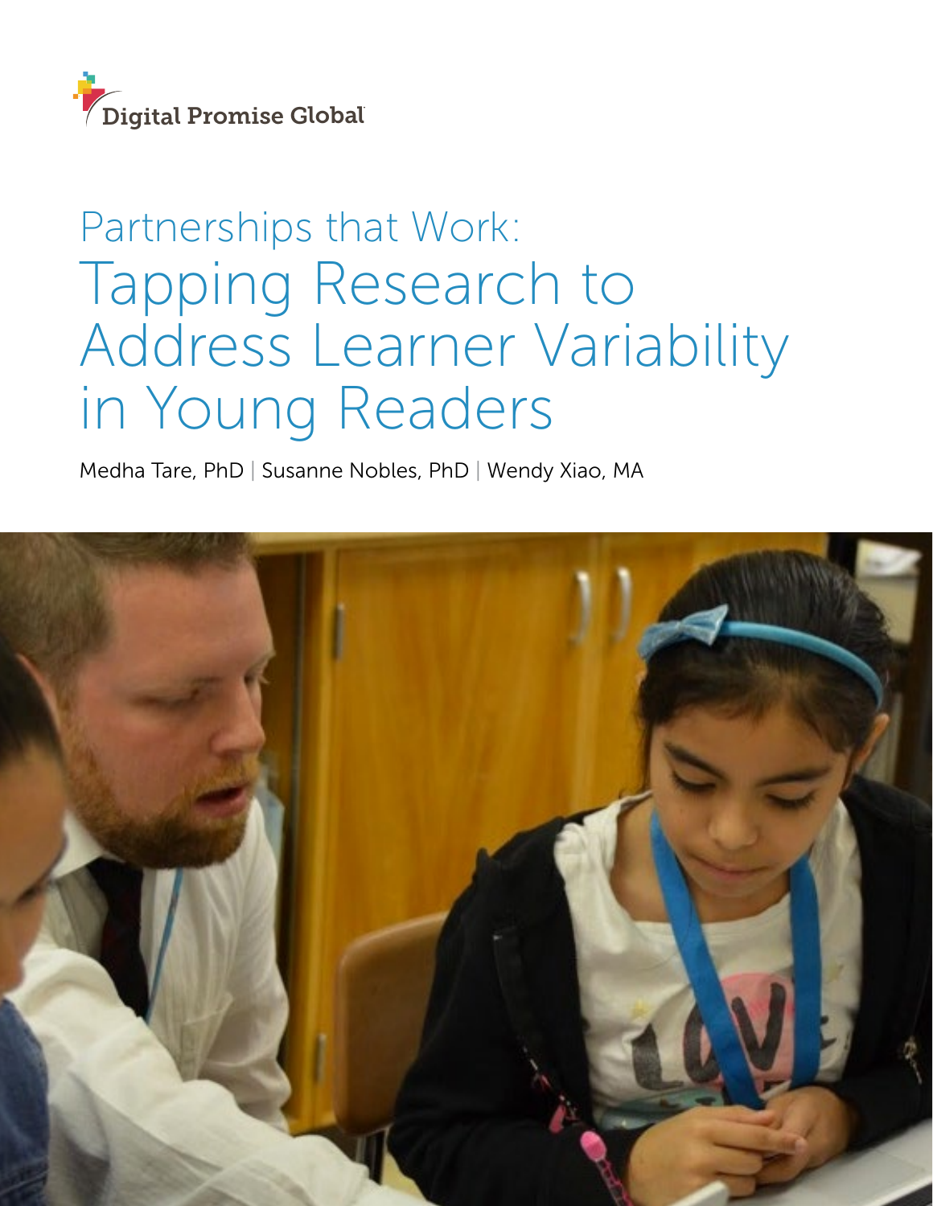Digital Promise Global

# Partnerships that Work: Tapping Research to Address Learner Variability in Young Readers

Medha Tare, PhD | Susanne Nobles, PhD | Wendy Xiao, MA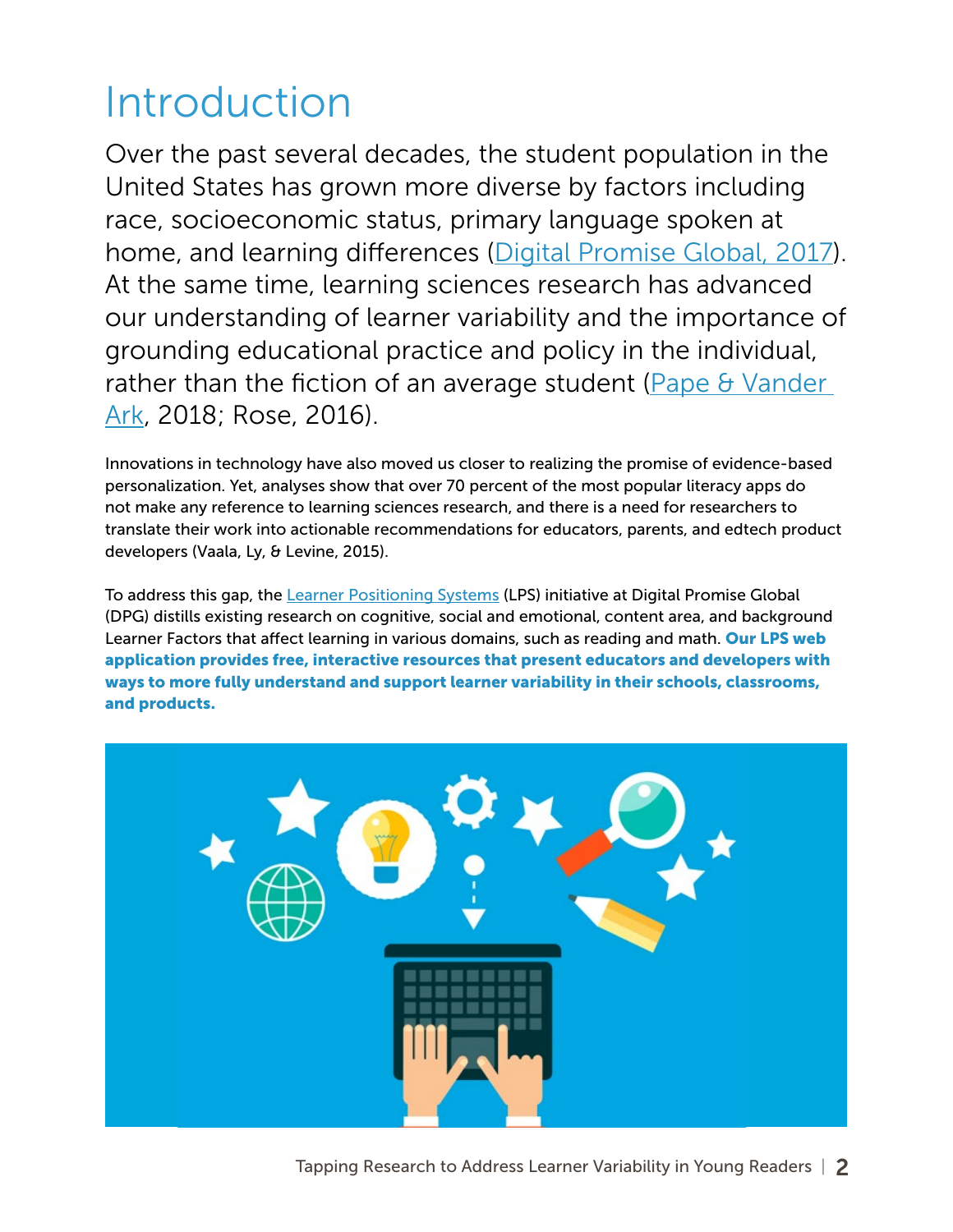# Introduction

Over the past several decades, the student population in the United States has grown more diverse by factors including race, socioeconomic status, primary language spoken at home, and learning differences (Digital Promise Global, 2017). At the same time, learning sciences research has advanced our understanding of learner variability and the importance of grounding educational practice and policy in the individual, rather than the fiction of an average student (Pape & Vander Ark, 2018; Rose, 2016).

Innovations in technology have also moved us closer to realizing the promise of evidence-based personalization. Yet, analyses show that over 70 percent of the most popular literacy apps do not make any reference to learning sciences research, and there is a need for researchers to translate their work into actionable recommendations for educators, parents, and edtech product developers (Vaala, Ly, & Levine, 2015).

To address this gap, the Learner Positioning Systems (LPS) initiative at Digital Promise Global (DPG) distills existing research on cognitive, social and emotional, content area, and background Learner Factors that affect learning in various domains, such as reading and math. **Our LPS web application provides free, interactive resources that present educators and developers with ways to more fully understand and support learner variability in their schools, classrooms, and products.**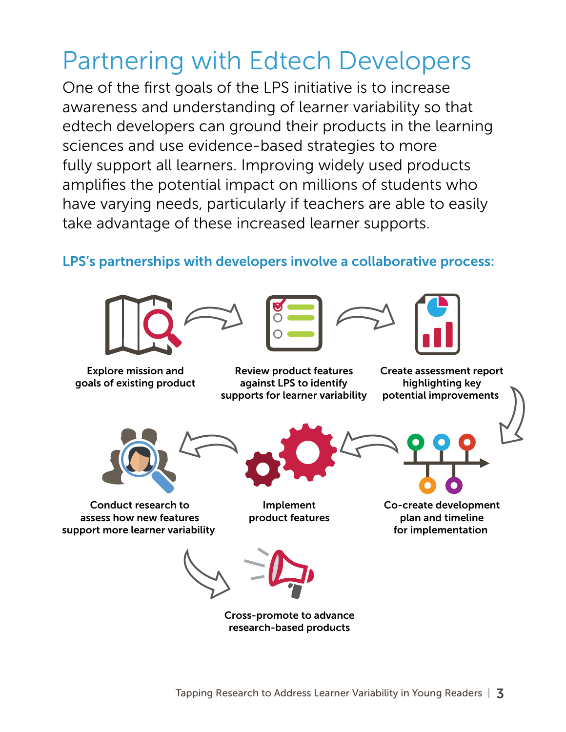# Partnering with Edtech Developers

One of the first goals of the LPS initiative is to increase awareness and understanding of learner variability so that edtech developers can ground their products in the learning sciences and use evidence-based strategies to more fully support all learners. Improving widely used products amplifies the potential impact on millions of students who have varying needs, particularly if teachers are able to easily take advantage of these increased learner supports.

**LPS's partnerships with developers involve a collaborative process:**

1. **Explore mission and goals of existing product**
2. **Review product features against LPS to identify supports for learner variability**
3. **Create assessment report highlighting key potential improvements**
4. **Co-create development plan and timeline for implementation**
5. **Implement product features**
6. **Conduct research to assess how new features support more learner variability**
7. **Cross-promote to advance research-based products**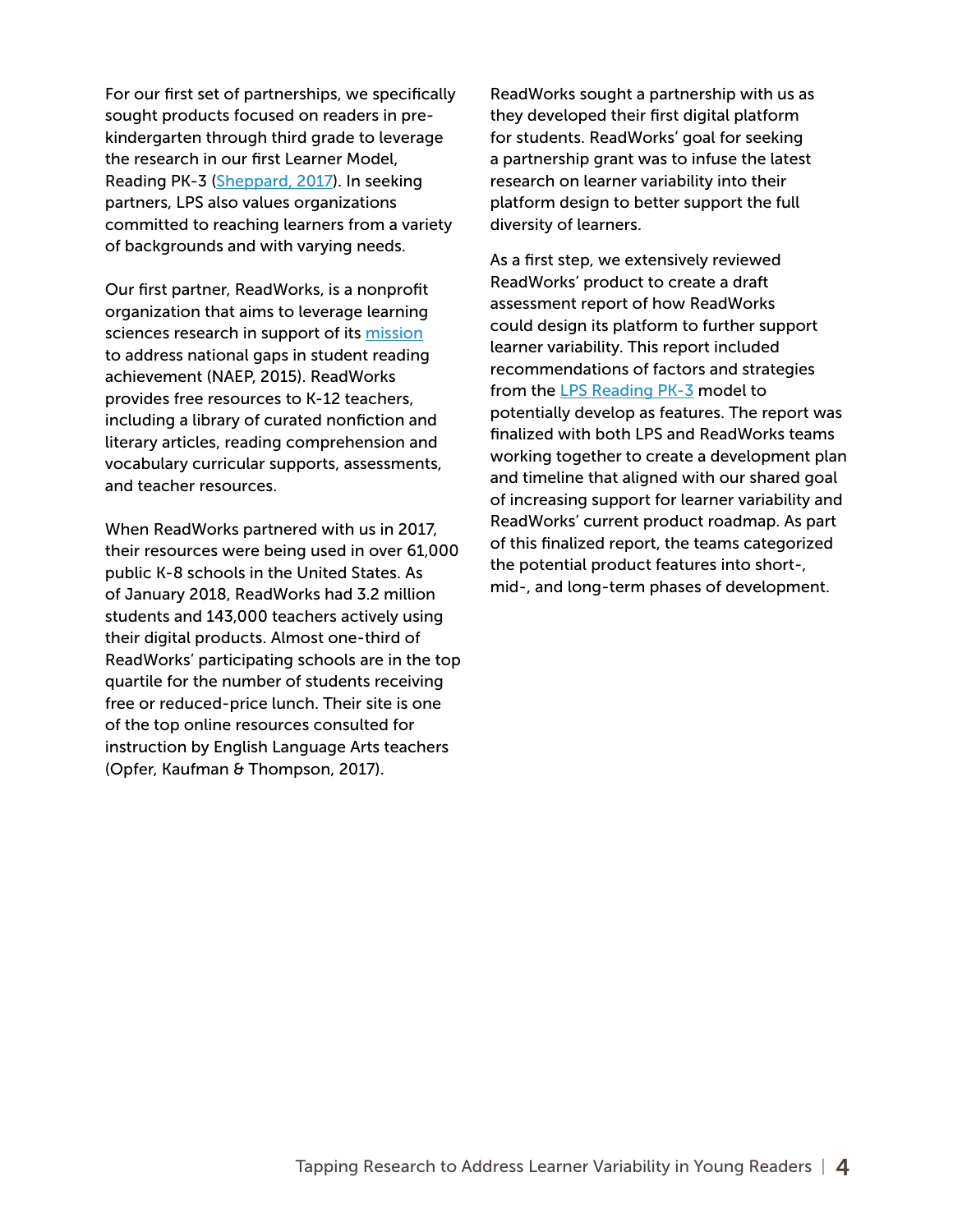For our first set of partnerships, we specifically sought products focused on readers in pre-kindergarten through third grade to leverage the research in our first Learner Model, Reading PK-3 (Sheppard, 2017). In seeking partners, LPS also values organizations committed to reaching learners from a variety of backgrounds and with varying needs.

Our first partner, ReadWorks, is a nonprofit organization that aims to leverage learning sciences research in support of its mission to address national gaps in student reading achievement (NAEP, 2015). ReadWorks provides free resources to K-12 teachers, including a library of curated nonfiction and literary articles, reading comprehension and vocabulary curricular supports, assessments, and teacher resources.

When ReadWorks partnered with us in 2017, their resources were being used in over 61,000 public K-8 schools in the United States. As of January 2018, ReadWorks had 3.2 million students and 143,000 teachers actively using their digital products. Almost one-third of ReadWorks' participating schools are in the top quartile for the number of students receiving free or reduced-price lunch. Their site is one of the top online resources consulted for instruction by English Language Arts teachers (Opfer, Kaufman & Thompson, 2017).

ReadWorks sought a partnership with us as they developed their first digital platform for students. ReadWorks' goal for seeking a partnership grant was to infuse the latest research on learner variability into their platform design to better support the full diversity of learners.

As a first step, we extensively reviewed ReadWorks' product to create a draft assessment report of how ReadWorks could design its platform to further support learner variability. This report included recommendations of factors and strategies from the LPS Reading PK-3 model to potentially develop as features. The report was finalized with both LPS and ReadWorks teams working together to create a development plan and timeline that aligned with our shared goal of increasing support for learner variability and ReadWorks' current product roadmap. As part of this finalized report, the teams categorized the potential product features into short-, mid-, and long-term phases of development.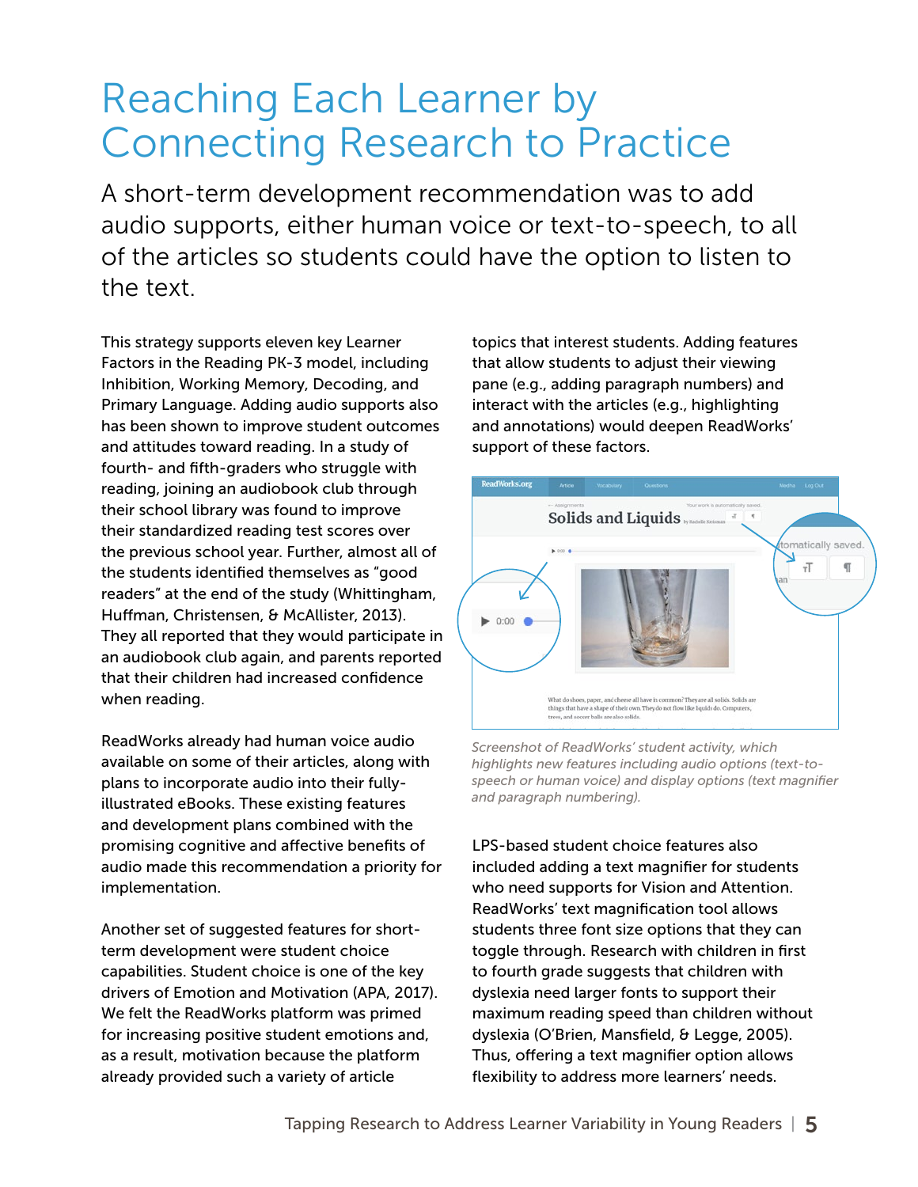# Reaching Each Learner by Connecting Research to Practice

A short-term development recommendation was to add audio supports, either human voice or text-to-speech, to all of the articles so students could have the option to listen to the text.

This strategy supports eleven key Learner Factors in the Reading PK-3 model, including Inhibition, Working Memory, Decoding, and Primary Language. Adding audio supports also has been shown to improve student outcomes and attitudes toward reading. In a study of fourth- and fifth-graders who struggle with reading, joining an audiobook club through their school library was found to improve their standardized reading test scores over the previous school year. Further, almost all of the students identified themselves as "good readers" at the end of the study (Whittingham, Huffman, Christensen, & McAllister, 2013). They all reported that they would participate in an audiobook club again, and parents reported that their children had increased confidence when reading.

ReadWorks already had human voice audio available on some of their articles, along with plans to incorporate audio into their fully-illustrated eBooks. These existing features and development plans combined with the promising cognitive and affective benefits of audio made this recommendation a priority for implementation.

Another set of suggested features for short-term development were student choice capabilities. Student choice is one of the key drivers of Emotion and Motivation (APA, 2017). We felt the ReadWorks platform was primed for increasing positive student emotions and, as a result, motivation because the platform already provided such a variety of article topics that interest students. Adding features that allow students to adjust their viewing pane (e.g., adding paragraph numbers) and interact with the articles (e.g., highlighting and annotations) would deepen ReadWorks' support of these factors.

*Screenshot of ReadWorks' student activity, which highlights new features including audio options (text-to-speech or human voice) and display options (text magnifier and paragraph numbering).*

LPS-based student choice features also included adding a text magnifier for students who need supports for Vision and Attention. ReadWorks' text magnification tool allows students three font size options that they can toggle through. Research with children in first to fourth grade suggests that children with dyslexia need larger fonts to support their maximum reading speed than children without dyslexia (O'Brien, Mansfield, & Legge, 2005). Thus, offering a text magnifier option allows flexibility to address more learners' needs.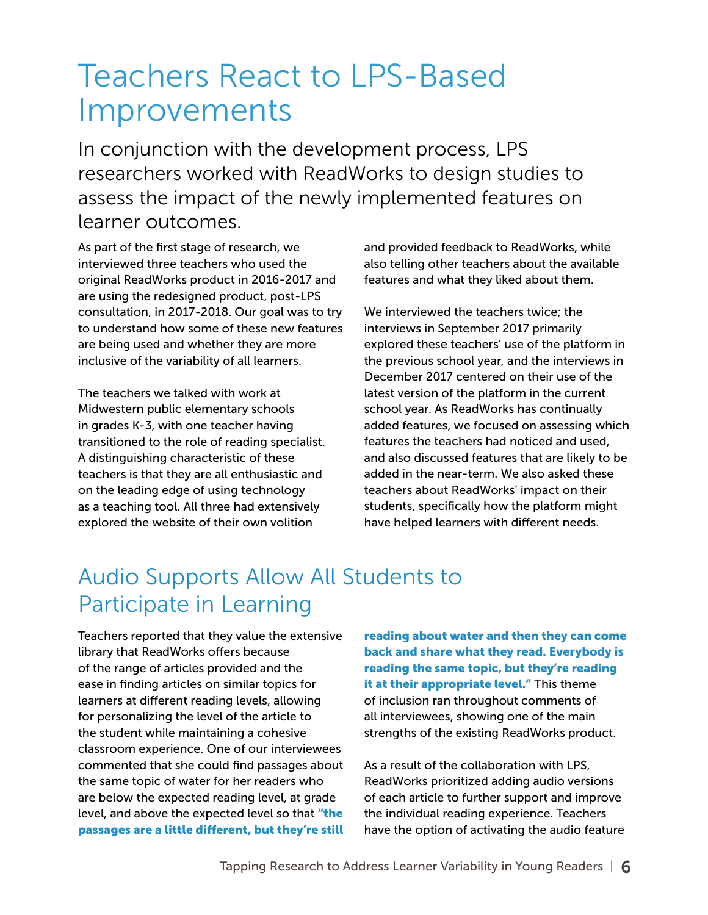# Teachers React to LPS-Based Improvements

In conjunction with the development process, LPS researchers worked with ReadWorks to design studies to assess the impact of the newly implemented features on learner outcomes.

As part of the first stage of research, we interviewed three teachers who used the original ReadWorks product in 2016-2017 and are using the redesigned product, post-LPS consultation, in 2017-2018. Our goal was to try to understand how some of these new features are being used and whether they are more inclusive of the variability of all learners.

The teachers we talked with work at Midwestern public elementary schools in grades K-3, with one teacher having transitioned to the role of reading specialist. A distinguishing characteristic of these teachers is that they are all enthusiastic and on the leading edge of using technology as a teaching tool. All three had extensively explored the website of their own volition and provided feedback to ReadWorks, while also telling other teachers about the available features and what they liked about them.

We interviewed the teachers twice; the interviews in September 2017 primarily explored these teachers' use of the platform in the previous school year, and the interviews in December 2017 centered on their use of the latest version of the platform in the current school year. As ReadWorks has continually added features, we focused on assessing which features the teachers had noticed and used, and also discussed features that are likely to be added in the near-term. We also asked these teachers about ReadWorks' impact on their students, specifically how the platform might have helped learners with different needs.

## Audio Supports Allow All Students to Participate in Learning

Teachers reported that they value the extensive library that ReadWorks offers because of the range of articles provided and the ease in finding articles on similar topics for learners at different reading levels, allowing for personalizing the level of the article to the student while maintaining a cohesive classroom experience. One of our interviewees commented that she could find passages about the same topic of water for her readers who are below the expected reading level, at grade level, and above the expected level so that **"the passages are a little different, but they're still reading about water and then they can come back and share what they read. Everybody is reading the same topic, but they're reading it at their appropriate level."** This theme of inclusion ran throughout comments of all interviewees, showing one of the main strengths of the existing ReadWorks product.

As a result of the collaboration with LPS, ReadWorks prioritized adding audio versions of each article to further support and improve the individual reading experience. Teachers have the option of activating the audio feature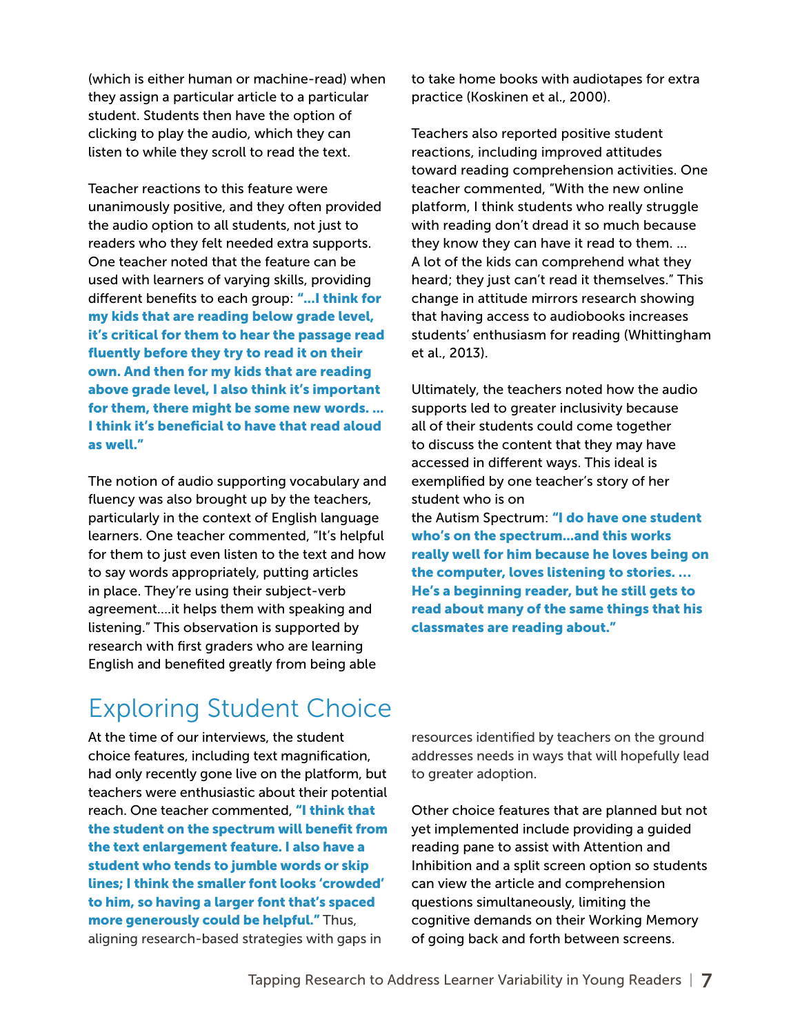(which is either human or machine-read) when they assign a particular article to a particular student. Students then have the option of clicking to play the audio, which they can listen to while they scroll to read the text.

Teacher reactions to this feature were unanimously positive, and they often provided the audio option to all students, not just to readers who they felt needed extra supports. One teacher noted that the feature can be used with learners of varying skills, providing different benefits to each group: **"…I think for my kids that are reading below grade level, it's critical for them to hear the passage read fluently before they try to read it on their own. And then for my kids that are reading above grade level, I also think it's important for them, there might be some new words. … I think it's beneficial to have that read aloud as well."**

The notion of audio supporting vocabulary and fluency was also brought up by the teachers, particularly in the context of English language learners. One teacher commented, "It's helpful for them to just even listen to the text and how to say words appropriately, putting articles in place. They're using their subject-verb agreement….it helps them with speaking and listening." This observation is supported by research with first graders who are learning English and benefited greatly from being able to take home books with audiotapes for extra practice (Koskinen et al., 2000).

Teachers also reported positive student reactions, including improved attitudes toward reading comprehension activities. One teacher commented, "With the new online platform, I think students who really struggle with reading don't dread it so much because they know they can have it read to them. … A lot of the kids can comprehend what they heard; they just can't read it themselves." This change in attitude mirrors research showing that having access to audiobooks increases students' enthusiasm for reading (Whittingham et al., 2013).

Ultimately, the teachers noted how the audio supports led to greater inclusivity because all of their students could come together to discuss the content that they may have accessed in different ways. This ideal is exemplified by one teacher's story of her student who is on the Autism Spectrum: **"I do have one student who's on the spectrum…and this works really well for him because he loves being on the computer, loves listening to stories. … He's a beginning reader, but he still gets to read about many of the same things that his classmates are reading about."**

# Exploring Student Choice

At the time of our interviews, the student choice features, including text magnification, had only recently gone live on the platform, but teachers were enthusiastic about their potential reach. One teacher commented, **"I think that the student on the spectrum will benefit from the text enlargement feature. I also have a student who tends to jumble words or skip lines; I think the smaller font looks 'crowded' to him, so having a larger font that's spaced more generously could be helpful."** Thus, aligning research-based strategies with gaps in resources identified by teachers on the ground addresses needs in ways that will hopefully lead to greater adoption.

Other choice features that are planned but not yet implemented include providing a guided reading pane to assist with Attention and Inhibition and a split screen option so students can view the article and comprehension questions simultaneously, limiting the cognitive demands on their Working Memory of going back and forth between screens.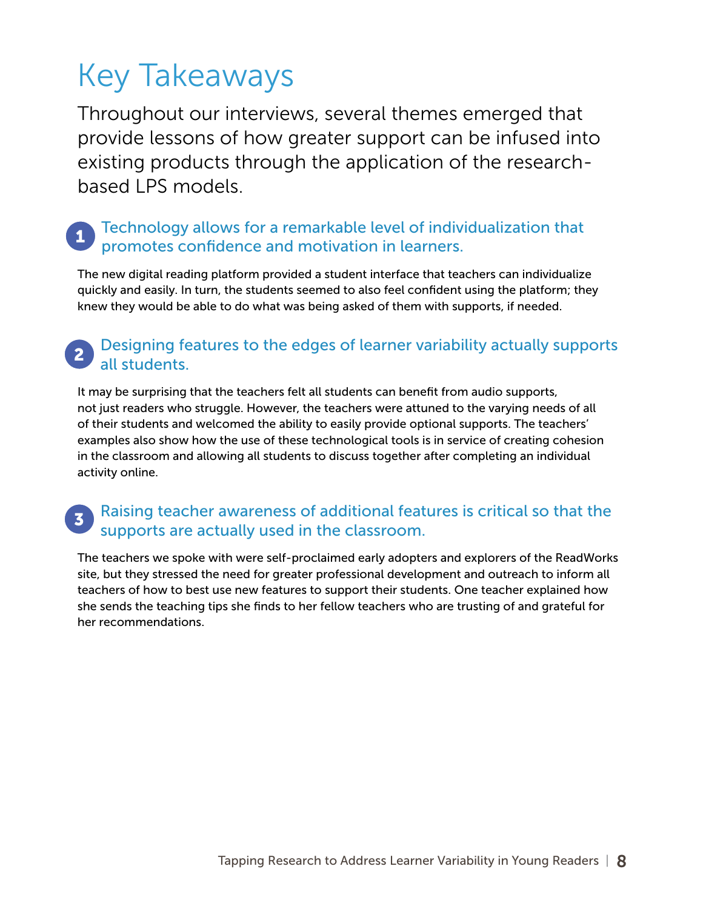# Key Takeaways

Throughout our interviews, several themes emerged that provide lessons of how greater support can be infused into existing products through the application of the research-based LPS models.

## 1 Technology allows for a remarkable level of individualization that promotes confidence and motivation in learners.

The new digital reading platform provided a student interface that teachers can individualize quickly and easily. In turn, the students seemed to also feel confident using the platform; they knew they would be able to do what was being asked of them with supports, if needed.

## 2 Designing features to the edges of learner variability actually supports all students.

It may be surprising that the teachers felt all students can benefit from audio supports, not just readers who struggle. However, the teachers were attuned to the varying needs of all of their students and welcomed the ability to easily provide optional supports. The teachers' examples also show how the use of these technological tools is in service of creating cohesion in the classroom and allowing all students to discuss together after completing an individual activity online.

## 3 Raising teacher awareness of additional features is critical so that the supports are actually used in the classroom.

The teachers we spoke with were self-proclaimed early adopters and explorers of the ReadWorks site, but they stressed the need for greater professional development and outreach to inform all teachers of how to best use new features to support their students. One teacher explained how she sends the teaching tips she finds to her fellow teachers who are trusting of and grateful for her recommendations.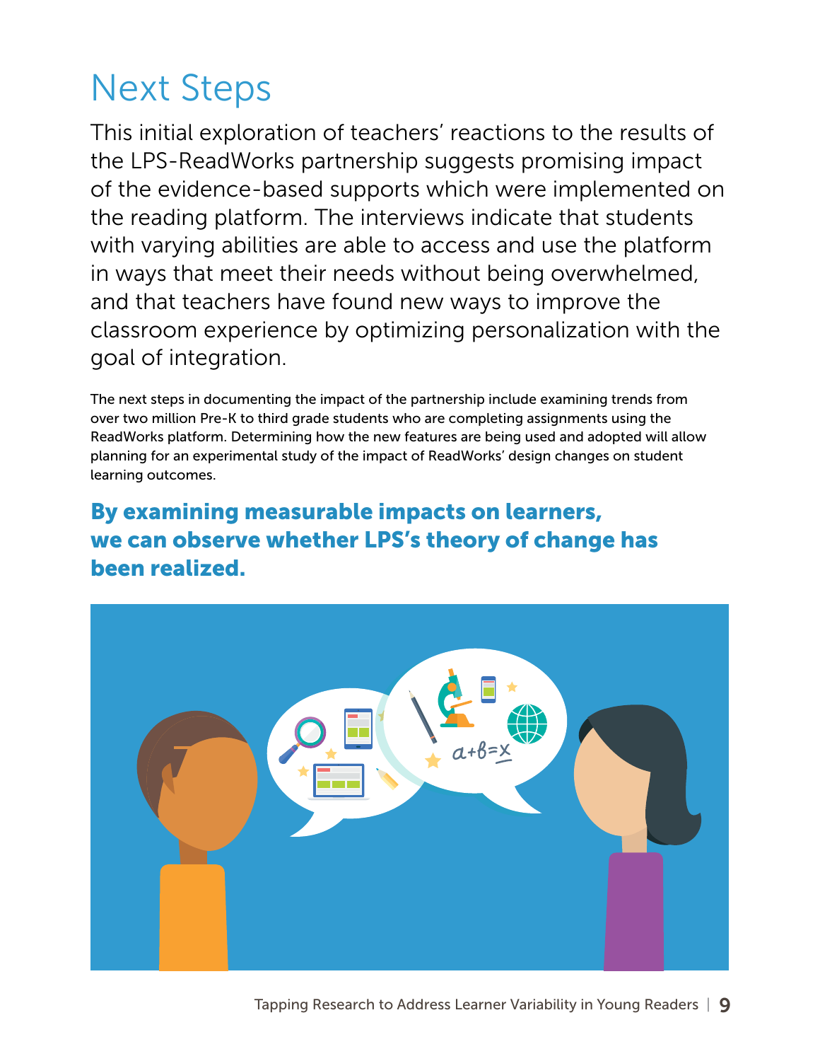# Next Steps

This initial exploration of teachers' reactions to the results of the LPS-ReadWorks partnership suggests promising impact of the evidence-based supports which were implemented on the reading platform. The interviews indicate that students with varying abilities are able to access and use the platform in ways that meet their needs without being overwhelmed, and that teachers have found new ways to improve the classroom experience by optimizing personalization with the goal of integration.

The next steps in documenting the impact of the partnership include examining trends from over two million Pre-K to third grade students who are completing assignments using the ReadWorks platform. Determining how the new features are being used and adopted will allow planning for an experimental study of the impact of ReadWorks' design changes on student learning outcomes.

**By examining measurable impacts on learners, we can observe whether LPS's theory of change has been realized.**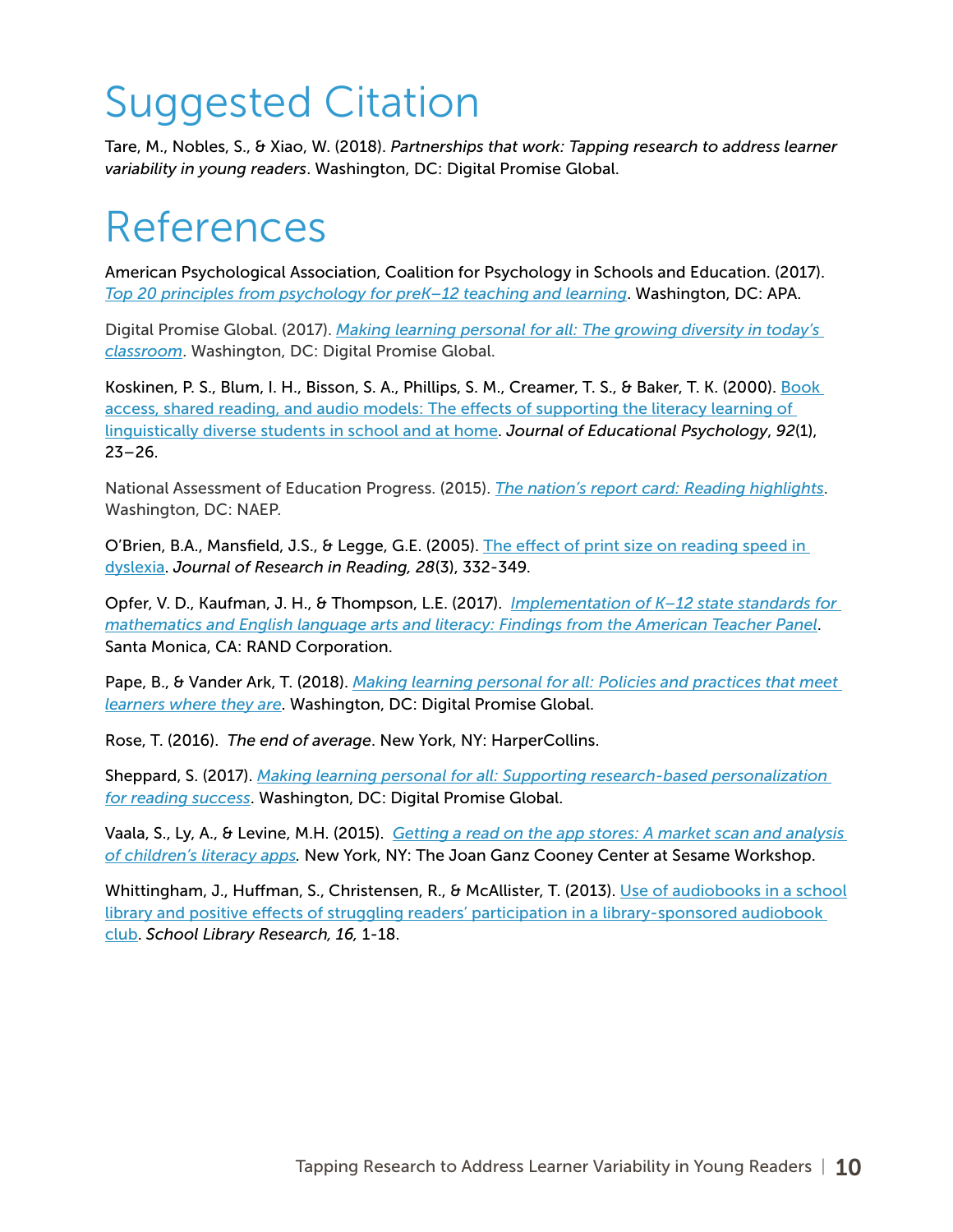# Suggested Citation

Tare, M., Nobles, S., & Xiao, W. (2018). *Partnerships that work: Tapping research to address learner variability in young readers*. Washington, DC: Digital Promise Global.

# References

American Psychological Association, Coalition for Psychology in Schools and Education. (2017). *Top 20 principles from psychology for preK–12 teaching and learning*. Washington, DC: APA.

Digital Promise Global. (2017). *Making learning personal for all: The growing diversity in today's classroom*. Washington, DC: Digital Promise Global.

Koskinen, P. S., Blum, I. H., Bisson, S. A., Phillips, S. M., Creamer, T. S., & Baker, T. K. (2000). Book access, shared reading, and audio models: The effects of supporting the literacy learning of linguistically diverse students in school and at home. *Journal of Educational Psychology*, *92*(1), 23–26.

National Assessment of Education Progress. (2015). *The nation's report card: Reading highlights*. Washington, DC: NAEP.

O'Brien, B.A., Mansfield, J.S., & Legge, G.E. (2005). The effect of print size on reading speed in dyslexia. *Journal of Research in Reading, 28*(3), 332-349.

Opfer, V. D., Kaufman, J. H., & Thompson, L.E. (2017). *Implementation of K–12 state standards for mathematics and English language arts and literacy: Findings from the American Teacher Panel*. Santa Monica, CA: RAND Corporation.

Pape, B., & Vander Ark, T. (2018). *Making learning personal for all: Policies and practices that meet learners where they are*. Washington, DC: Digital Promise Global.

Rose, T. (2016). *The end of average*. New York, NY: HarperCollins.

Sheppard, S. (2017). *Making learning personal for all: Supporting research-based personalization for reading success*. Washington, DC: Digital Promise Global.

Vaala, S., Ly, A., & Levine, M.H. (2015). *Getting a read on the app stores: A market scan and analysis of children's literacy apps.* New York, NY: The Joan Ganz Cooney Center at Sesame Workshop.

Whittingham, J., Huffman, S., Christensen, R., & McAllister, T. (2013). Use of audiobooks in a school library and positive effects of struggling readers' participation in a library-sponsored audiobook club. *School Library Research, 16,* 1-18.